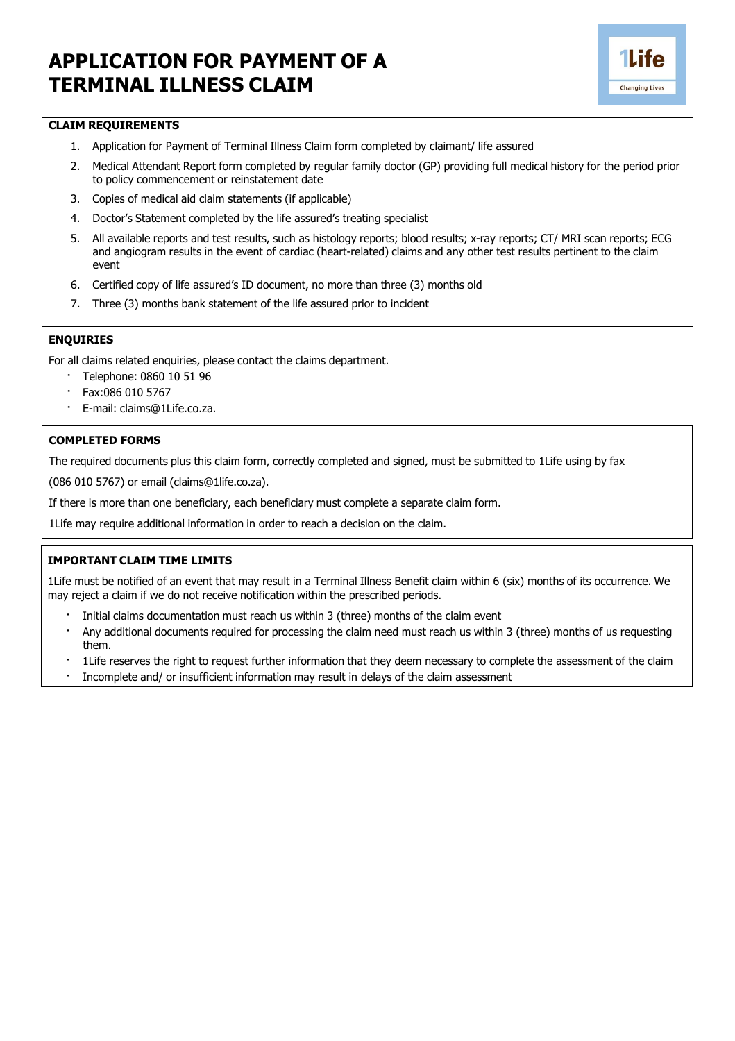# APPLICATION FOR PAYMENT OF A TERMINAL ILLNESS CLAIM

## CLAIM REQUIREMENTS

1. Application for Payment of Terminal Illness Claim form completed by claimant/ life assured
2. Medical Attendant Report form completed by regular family doctor (GP) providing full medical history for the period prior to policy commencement or reinstatement date
3. Copies of medical aid claim statements (if applicable)
4. Doctor's Statement completed by the life assured's treating specialist
5. All available reports and test results, such as histology reports; blood results; x-ray reports; CT/ MRI scan reports; ECG and angiogram results in the event of cardiac (heart-related) claims and any other test results pertinent to the claim event
6. Certified copy of life assured's ID document, no more than three (3) months old
7. Three (3) months bank statement of the life assured prior to incident

## ENQUIRIES

For all claims related enquiries, please contact the claims department.

- Telephone: 0860 10 51 96
- Fax:086 010 5767
- E-mail: claims@1Life.co.za.

## COMPLETED FORMS

The required documents plus this claim form, correctly completed and signed, must be submitted to 1Life using by fax

(086 010 5767) or email (claims@1life.co.za).

If there is more than one beneficiary, each beneficiary must complete a separate claim form.

1Life may require additional information in order to reach a decision on the claim.

## IMPORTANT CLAIM TIME LIMITS

1Life must be notified of an event that may result in a Terminal Illness Benefit claim within 6 (six) months of its occurrence. We may reject a claim if we do not receive notification within the prescribed periods.

- Initial claims documentation must reach us within 3 (three) months of the claim event
- Any additional documents required for processing the claim need must reach us within 3 (three) months of us requesting them.
- 1Life reserves the right to request further information that they deem necessary to complete the assessment of the claim
- Incomplete and/ or insufficient information may result in delays of the claim assessment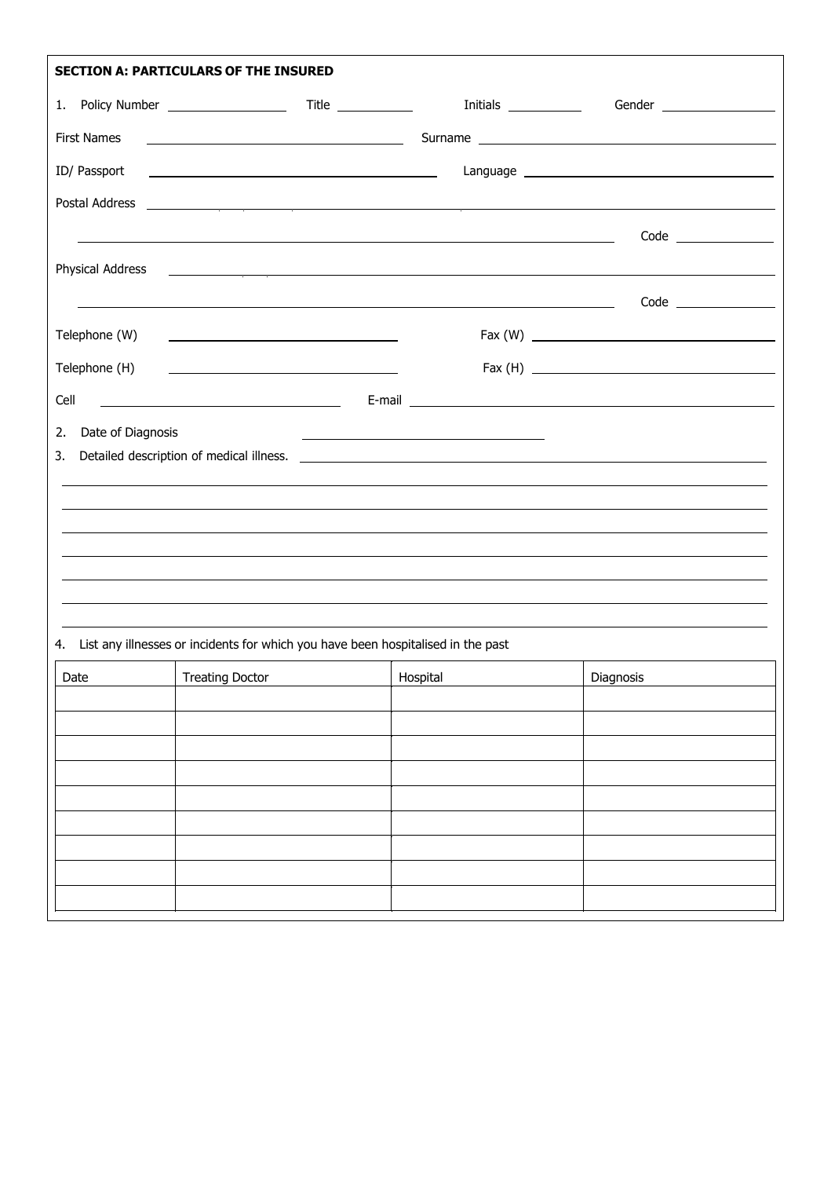**SECTION A: PARTICULARS OF THE INSURED**

1. Policy Number ________________ Title __________ Initials __________ Gender ________________

First Names ________________________________ Surname ________________________________________

ID/ Passport ________________________________ Language ________________________________________

Postal Address ________________________________________________________________________________

________________________________________________________________________ Code ____________

Physical Address ______________________________________________________________________________

________________________________________________________________________ Code ____________

Telephone (W) ____________________________ Fax (W) ________________________________

Telephone (H) ____________________________ Fax (H) ________________________________

Cell ____________________________ E-mail ________________________________________________

2. Date of Diagnosis ______________________________

3. Detailed description of medical illness. ______________________________________________________

________________________________________________________________________________________________

________________________________________________________________________________________________

________________________________________________________________________________________________

________________________________________________________________________________________________

________________________________________________________________________________________________

________________________________________________________________________________________________

________________________________________________________________________________________________

4. List any illnesses or incidents for which you have been hospitalised in the past

| Date | Treating Doctor | Hospital | Diagnosis |
|---|---|---|---|
| | | | |
| | | | |
| | | | |
| | | | |
| | | | |
| | | | |
| | | | |
| | | | |
| | | | |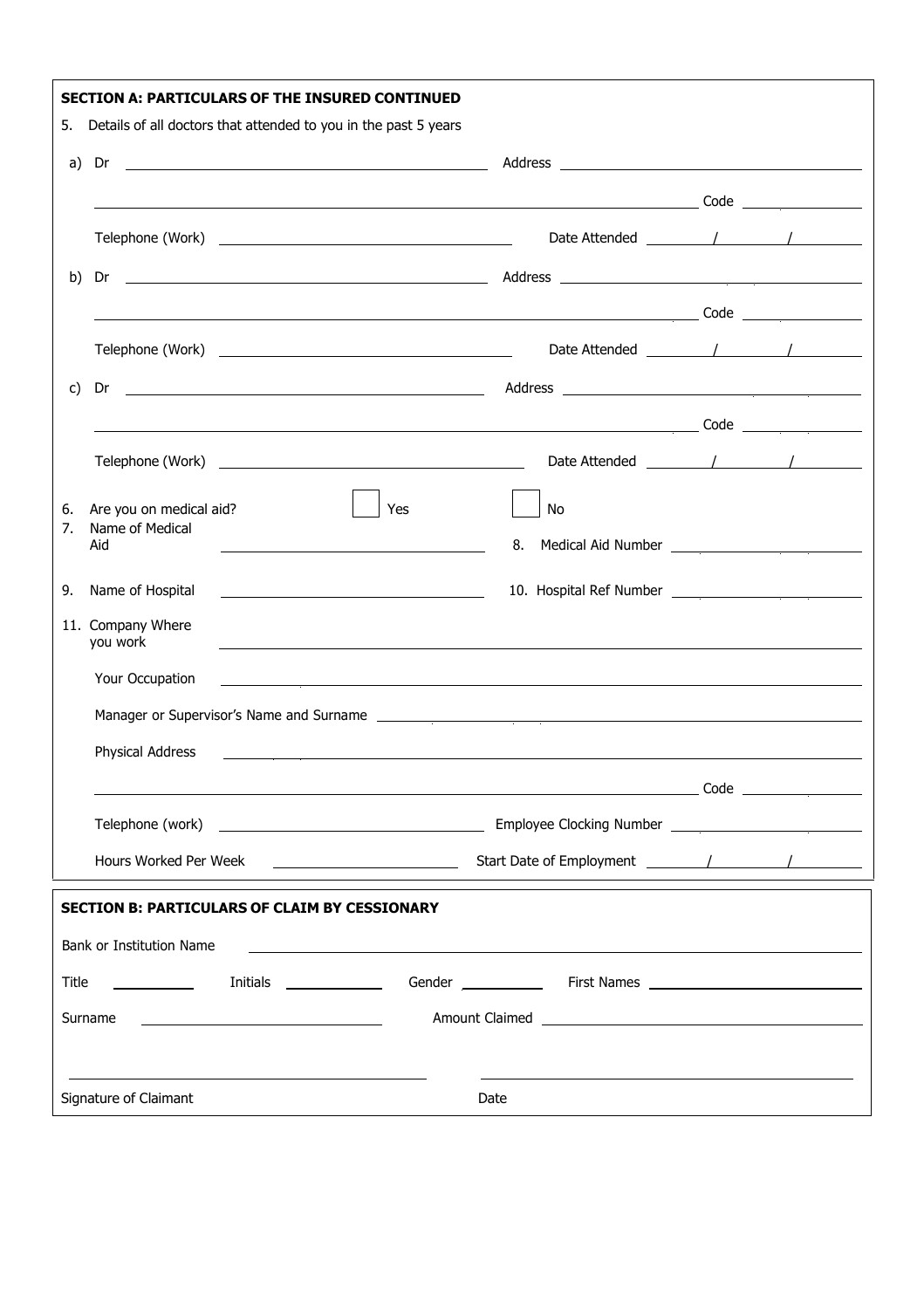**SECTION A: PARTICULARS OF THE INSURED CONTINUED**

5. Details of all doctors that attended to you in the past 5 years

a) Dr ______________________ Address ______________________

______________________ Code ________

Telephone (Work) ______________________ Date Attended ____/____/____

b) Dr ______________________ Address ______________________

______________________ Code ________

Telephone (Work) ______________________ Date Attended ____/____/____

c) Dr ______________________ Address ______________________

______________________ Code ________

Telephone (Work) ______________________ Date Attended ____/____/____

6. Are you on medical aid? ☐ Yes ☐ No

7. Name of Medical Aid ______________________

8. Medical Aid Number ______________________

9. Name of Hospital ______________________

10. Hospital Ref Number ______________________

11. Company Where you work ______________________

Your Occupation ______________________

Manager or Supervisor's Name and Surname ______________________

Physical Address ______________________

______________________ Code ________

Telephone (work) ______________________ Employee Clocking Number ______________________

Hours Worked Per Week ______________________ Start Date of Employment ____/____/____

**SECTION B: PARTICULARS OF CLAIM BY CESSIONARY**

Bank or Institution Name ______________________

Title ________ Initials ________ Gender ________ First Names ______________________

Surname ______________________ Amount Claimed ______________________

______________________ ______________________

Signature of Claimant Date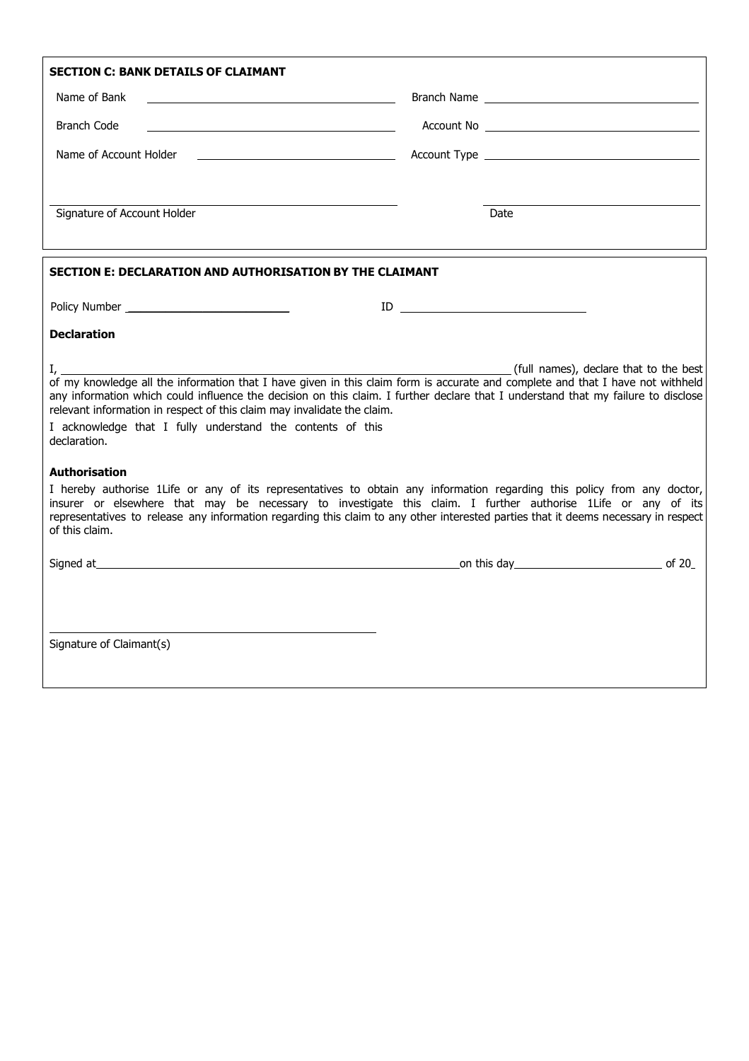## SECTION C: BANK DETAILS OF CLAIMANT

Name of Bank ______________________ Branch Name ______________________

Branch Code ______________________ Account No ______________________

Name of Account Holder ______________________ Account Type ______________________

______________________ ______________________

Signature of Account Holder Date

## SECTION E: DECLARATION AND AUTHORISATION BY THE CLAIMANT

Policy Number ______________________ ID ______________________

**Declaration**

I, ______________________ (full names), declare that to the best of my knowledge all the information that I have given in this claim form is accurate and complete and that I have not withheld any information which could influence the decision on this claim. I further declare that I understand that my failure to disclose relevant information in respect of this claim may invalidate the claim.

I acknowledge that I fully understand the contents of this declaration.

**Authorisation**

I hereby authorise 1Life or any of its representatives to obtain any information regarding this policy from any doctor, insurer or elsewhere that may be necessary to investigate this claim. I further authorise 1Life or any of its representatives to release any information regarding this claim to any other interested parties that it deems necessary in respect of this claim.

Signed at______________________on this day______________________ of 20_

______________________

Signature of Claimant(s)